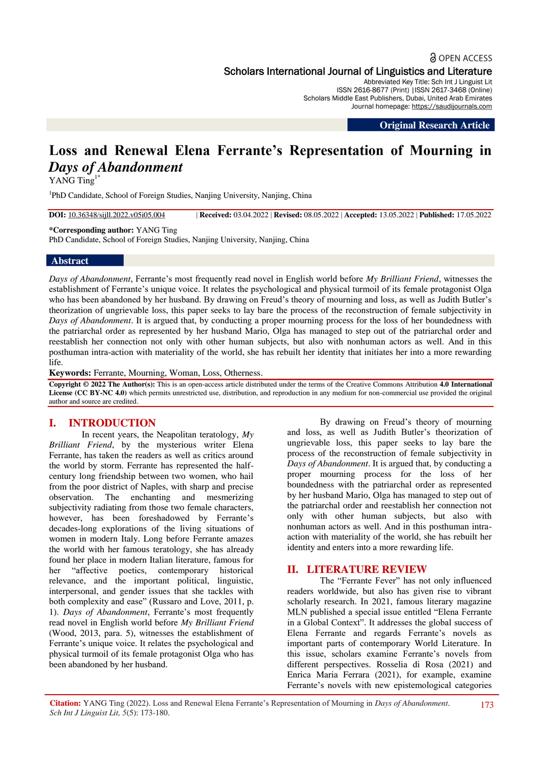OPEN ACCESS

Scholars International Journal of Linguistics and Literature

Abbreviated Key Title: Sch Int J Linguist Lit
ISSN 2616-8677 (Print) |ISSN 2617-3468 (Online)
Scholars Middle East Publishers, Dubai, United Arab Emirates
Journal homepage: https://saudijournals.com

**Original Research Article**

# Loss and Renewal Elena Ferrante's Representation of Mourning in *Days of Abandonment*

YANG Ting[1*]

[1]PhD Candidate, School of Foreign Studies, Nanjing University, Nanjing, China

**DOI:** 10.36348/sijll.2022.v05i05.004 | **Received:** 03.04.2022 | **Revised:** 08.05.2022 | **Accepted:** 13.05.2022 | **Published:** 17.05.2022

**\*Corresponding author:** YANG Ting
PhD Candidate, School of Foreign Studies, Nanjing University, Nanjing, China

## Abstract

*Days of Abandonment*, Ferrante's most frequently read novel in English world before *My Brilliant Friend*, witnesses the establishment of Ferrante's unique voice. It relates the psychological and physical turmoil of its female protagonist Olga who has been abandoned by her husband. By drawing on Freud's theory of mourning and loss, as well as Judith Butler's theorization of ungrievable loss, this paper seeks to lay bare the process of the reconstruction of female subjectivity in *Days of Abandonment*. It is argued that, by conducting a proper mourning process for the loss of her boundedness with the patriarchal order as represented by her husband Mario, Olga has managed to step out of the patriarchal order and reestablish her connection not only with other human subjects, but also with nonhuman actors as well. And in this posthuman intra-action with materiality of the world, she has rebuilt her identity that initiates her into a more rewarding life.

**Keywords:** Ferrante, Mourning, Woman, Loss, Otherness.

**Copyright © 2022 The Author(s):** This is an open-access article distributed under the terms of the Creative Commons Attribution **4.0 International License (CC BY-NC 4.0)** which permits unrestricted use, distribution, and reproduction in any medium for non-commercial use provided the original author and source are credited.

## I. INTRODUCTION

In recent years, the Neapolitan teratology, *My Brilliant Friend*, by the mysterious writer Elena Ferrante, has taken the readers as well as critics around the world by storm. Ferrante has represented the half-century long friendship between two women, who hail from the poor district of Naples, with sharp and precise observation. The enchanting and mesmerizing subjectivity radiating from those two female characters, however, has been foreshadowed by Ferrante's decades-long explorations of the living situations of women in modern Italy. Long before Ferrante amazes the world with her famous teratology, she has already found her place in modern Italian literature, famous for her "affective poetics, contemporary historical relevance, and the important political, linguistic, interpersonal, and gender issues that she tackles with both complexity and ease" (Russaro and Love, 2011, p. 1). *Days of Abandonment*, Ferrante's most frequently read novel in English world before *My Brilliant Friend* (Wood, 2013, para. 5), witnesses the establishment of Ferrante's unique voice. It relates the psychological and physical turmoil of its female protagonist Olga who has been abandoned by her husband.

By drawing on Freud's theory of mourning and loss, as well as Judith Butler's theorization of ungrievable loss, this paper seeks to lay bare the process of the reconstruction of female subjectivity in *Days of Abandonment*. It is argued that, by conducting a proper mourning process for the loss of her boundedness with the patriarchal order as represented by her husband Mario, Olga has managed to step out of the patriarchal order and reestablish her connection not only with other human subjects, but also with nonhuman actors as well. And in this posthuman intra-action with materiality of the world, she has rebuilt her identity and enters into a more rewarding life.

## II. LITERATURE REVIEW

The "Ferrante Fever" has not only influenced readers worldwide, but also has given rise to vibrant scholarly research. In 2021, famous literary magazine MLN published a special issue entitled "Elena Ferrante in a Global Context". It addresses the global success of Elena Ferrante and regards Ferrante's novels as important parts of contemporary World Literature. In this issue, scholars examine Ferrante's novels from different perspectives. Rosselia di Rosa (2021) and Enrica Maria Ferrara (2021), for example, examine Ferrante's novels with new epistemological categories

**Citation:** YANG Ting (2022). Loss and Renewal Elena Ferrante's Representation of Mourning in *Days of Abandonment*. *Sch Int J Linguist Lit, 5*(5): 173-180.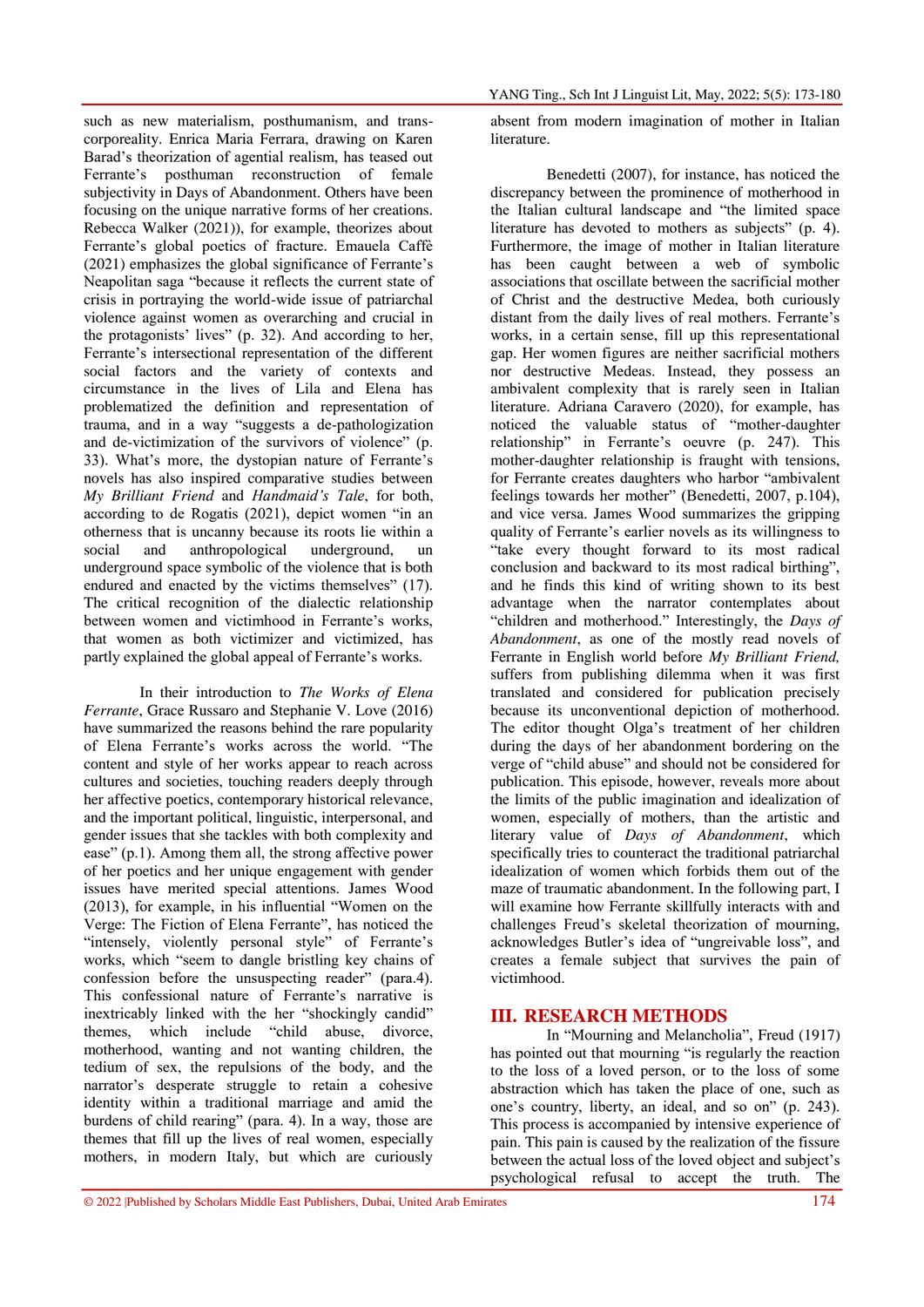such as new materialism, posthumanism, and trans-corporeality. Enrica Maria Ferrara, drawing on Karen Barad's theorization of agential realism, has teased out Ferrante's posthuman reconstruction of female subjectivity in Days of Abandonment. Others have been focusing on the unique narrative forms of her creations. Rebecca Walker (2021)), for example, theorizes about Ferrante's global poetics of fracture. Emauela Caffè (2021) emphasizes the global significance of Ferrante's Neapolitan saga "because it reflects the current state of crisis in portraying the world-wide issue of patriarchal violence against women as overarching and crucial in the protagonists' lives" (p. 32). And according to her, Ferrante's intersectional representation of the different social factors and the variety of contexts and circumstance in the lives of Lila and Elena has problematized the definition and representation of trauma, and in a way "suggests a de-pathologization and de-victimization of the survivors of violence" (p. 33). What's more, the dystopian nature of Ferrante's novels has also inspired comparative studies between *My Brilliant Friend* and *Handmaid's Tale*, for both, according to de Rogatis (2021), depict women "in an otherness that is uncanny because its roots lie within a social and anthropological underground, un underground space symbolic of the violence that is both endured and enacted by the victims themselves" (17). The critical recognition of the dialectic relationship between women and victimhood in Ferrante's works, that women as both victimizer and victimized, has partly explained the global appeal of Ferrante's works.

In their introduction to *The Works of Elena Ferrante*, Grace Russaro and Stephanie V. Love (2016) have summarized the reasons behind the rare popularity of Elena Ferrante's works across the world. "The content and style of her works appear to reach across cultures and societies, touching readers deeply through her affective poetics, contemporary historical relevance, and the important political, linguistic, interpersonal, and gender issues that she tackles with both complexity and ease" (p.1). Among them all, the strong affective power of her poetics and her unique engagement with gender issues have merited special attentions. James Wood (2013), for example, in his influential "Women on the Verge: The Fiction of Elena Ferrante", has noticed the "intensely, violently personal style" of Ferrante's works, which "seem to dangle bristling key chains of confession before the unsuspecting reader" (para.4). This confessional nature of Ferrante's narrative is inextricably linked with the her "shockingly candid" themes, which include "child abuse, divorce, motherhood, wanting and not wanting children, the tedium of sex, the repulsions of the body, and the narrator's desperate struggle to retain a cohesive identity within a traditional marriage and amid the burdens of child rearing" (para. 4). In a way, those are themes that fill up the lives of real women, especially mothers, in modern Italy, but which are curiously absent from modern imagination of mother in Italian literature.

Benedetti (2007), for instance, has noticed the discrepancy between the prominence of motherhood in the Italian cultural landscape and "the limited space literature has devoted to mothers as subjects" (p. 4). Furthermore, the image of mother in Italian literature has been caught between a web of symbolic associations that oscillate between the sacrificial mother of Christ and the destructive Medea, both curiously distant from the daily lives of real mothers. Ferrante's works, in a certain sense, fill up this representational gap. Her women figures are neither sacrificial mothers nor destructive Medeas. Instead, they possess an ambivalent complexity that is rarely seen in Italian literature. Adriana Caravero (2020), for example, has noticed the valuable status of "mother-daughter relationship" in Ferrante's oeuvre (p. 247). This mother-daughter relationship is fraught with tensions, for Ferrante creates daughters who harbor "ambivalent feelings towards her mother" (Benedetti, 2007, p.104), and vice versa. James Wood summarizes the gripping quality of Ferrante's earlier novels as its willingness to "take every thought forward to its most radical conclusion and backward to its most radical birthing", and he finds this kind of writing shown to its best advantage when the narrator contemplates about "children and motherhood." Interestingly, the *Days of Abandonment*, as one of the mostly read novels of Ferrante in English world before *My Brilliant Friend,* suffers from publishing dilemma when it was first translated and considered for publication precisely because its unconventional depiction of motherhood. The editor thought Olga's treatment of her children during the days of her abandonment bordering on the verge of "child abuse" and should not be considered for publication. This episode, however, reveals more about the limits of the public imagination and idealization of women, especially of mothers, than the artistic and literary value of *Days of Abandonment*, which specifically tries to counteract the traditional patriarchal idealization of women which forbids them out of the maze of traumatic abandonment. In the following part, I will examine how Ferrante skillfully interacts with and challenges Freud's skeletal theorization of mourning, acknowledges Butler's idea of "ungreivable loss", and creates a female subject that survives the pain of victimhood.

## III. RESEARCH METHODS

In "Mourning and Melancholia", Freud (1917) has pointed out that mourning "is regularly the reaction to the loss of a loved person, or to the loss of some abstraction which has taken the place of one, such as one's country, liberty, an ideal, and so on" (p. 243). This process is accompanied by intensive experience of pain. This pain is caused by the realization of the fissure between the actual loss of the loved object and subject's psychological refusal to accept the truth. The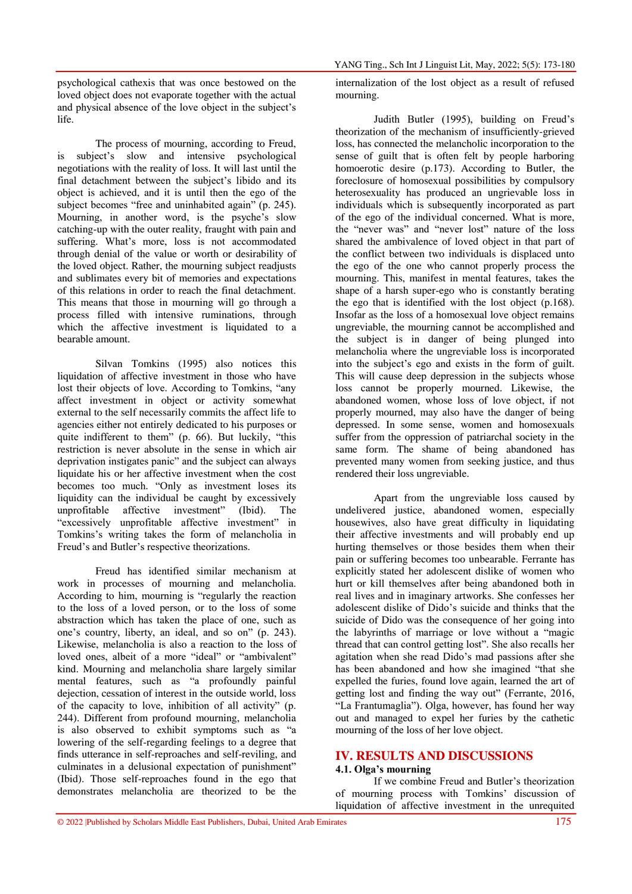psychological cathexis that was once bestowed on the loved object does not evaporate together with the actual and physical absence of the love object in the subject's life.

The process of mourning, according to Freud, is subject's slow and intensive psychological negotiations with the reality of loss. It will last until the final detachment between the subject's libido and its object is achieved, and it is until then the ego of the subject becomes "free and uninhabited again" (p. 245). Mourning, in another word, is the psyche's slow catching-up with the outer reality, fraught with pain and suffering. What's more, loss is not accommodated through denial of the value or worth or desirability of the loved object. Rather, the mourning subject readjusts and sublimates every bit of memories and expectations of this relations in order to reach the final detachment. This means that those in mourning will go through a process filled with intensive ruminations, through which the affective investment is liquidated to a bearable amount.

Silvan Tomkins (1995) also notices this liquidation of affective investment in those who have lost their objects of love. According to Tomkins, "any affect investment in object or activity somewhat external to the self necessarily commits the affect life to agencies either not entirely dedicated to his purposes or quite indifferent to them" (p. 66). But luckily, "this restriction is never absolute in the sense in which air deprivation instigates panic" and the subject can always liquidate his or her affective investment when the cost becomes too much. "Only as investment loses its liquidity can the individual be caught by excessively unprofitable affective investment" (Ibid). The "excessively unprofitable affective investment" in Tomkins's writing takes the form of melancholia in Freud's and Butler's respective theorizations.

Freud has identified similar mechanism at work in processes of mourning and melancholia. According to him, mourning is "regularly the reaction to the loss of a loved person, or to the loss of some abstraction which has taken the place of one, such as one's country, liberty, an ideal, and so on" (p. 243). Likewise, melancholia is also a reaction to the loss of loved ones, albeit of a more "ideal" or "ambivalent" kind. Mourning and melancholia share largely similar mental features, such as "a profoundly painful dejection, cessation of interest in the outside world, loss of the capacity to love, inhibition of all activity" (p. 244). Different from profound mourning, melancholia is also observed to exhibit symptoms such as "a lowering of the self-regarding feelings to a degree that finds utterance in self-reproaches and self-reviling, and culminates in a delusional expectation of punishment" (Ibid). Those self-reproaches found in the ego that demonstrates melancholia are theorized to be the internalization of the lost object as a result of refused mourning.

Judith Butler (1995), building on Freud's theorization of the mechanism of insufficiently-grieved loss, has connected the melancholic incorporation to the sense of guilt that is often felt by people harboring homoerotic desire (p.173). According to Butler, the foreclosure of homosexual possibilities by compulsory heterosexuality has produced an ungrievable loss in individuals which is subsequently incorporated as part of the ego of the individual concerned. What is more, the "never was" and "never lost" nature of the loss shared the ambivalence of loved object in that part of the conflict between two individuals is displaced unto the ego of the one who cannot properly process the mourning. This, manifest in mental features, takes the shape of a harsh super-ego who is constantly berating the ego that is identified with the lost object (p.168). Insofar as the loss of a homosexual love object remains ungreviable, the mourning cannot be accomplished and the subject is in danger of being plunged into melancholia where the ungreviable loss is incorporated into the subject's ego and exists in the form of guilt. This will cause deep depression in the subjects whose loss cannot be properly mourned. Likewise, the abandoned women, whose loss of love object, if not properly mourned, may also have the danger of being depressed. In some sense, women and homosexuals suffer from the oppression of patriarchal society in the same form. The shame of being abandoned has prevented many women from seeking justice, and thus rendered their loss ungreviable.

Apart from the ungreviable loss caused by undelivered justice, abandoned women, especially housewives, also have great difficulty in liquidating their affective investments and will probably end up hurting themselves or those besides them when their pain or suffering becomes too unbearable. Ferrante has explicitly stated her adolescent dislike of women who hurt or kill themselves after being abandoned both in real lives and in imaginary artworks. She confesses her adolescent dislike of Dido's suicide and thinks that the suicide of Dido was the consequence of her going into the labyrinths of marriage or love without a "magic thread that can control getting lost". She also recalls her agitation when she read Dido's mad passions after she has been abandoned and how she imagined "that she expelled the furies, found love again, learned the art of getting lost and finding the way out" (Ferrante, 2016, "La Frantumaglia"). Olga, however, has found her way out and managed to expel her furies by the cathetic mourning of the loss of her love object.

## IV. RESULTS AND DISCUSSIONS

### 4.1. Olga's mourning

If we combine Freud and Butler's theorization of mourning process with Tomkins' discussion of liquidation of affective investment in the unrequited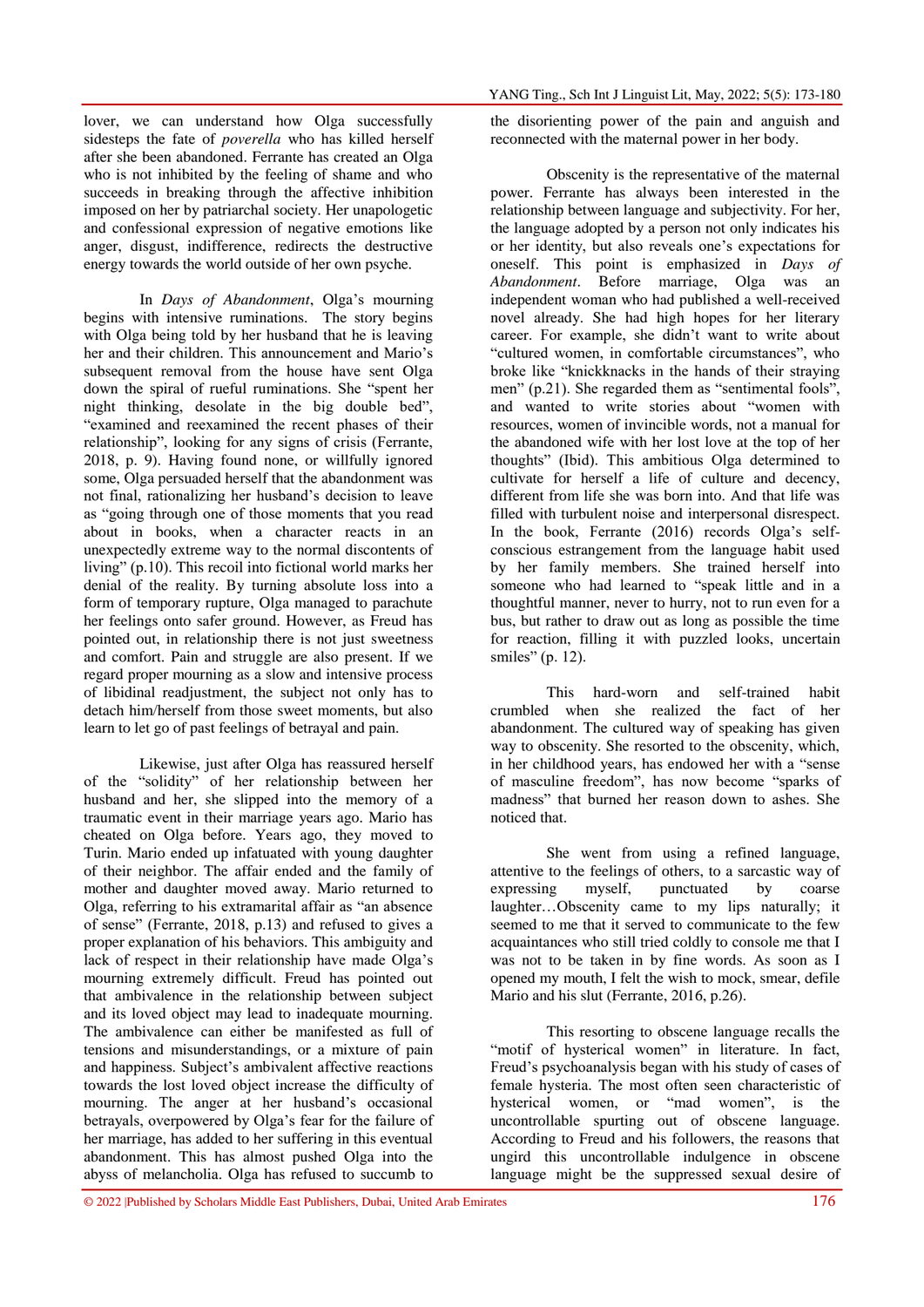lover, we can understand how Olga successfully sidesteps the fate of *poverella* who has killed herself after she been abandoned. Ferrante has created an Olga who is not inhibited by the feeling of shame and who succeeds in breaking through the affective inhibition imposed on her by patriarchal society. Her unapologetic and confessional expression of negative emotions like anger, disgust, indifference, redirects the destructive energy towards the world outside of her own psyche.

In *Days of Abandonment*, Olga's mourning begins with intensive ruminations. The story begins with Olga being told by her husband that he is leaving her and their children. This announcement and Mario's subsequent removal from the house have sent Olga down the spiral of rueful ruminations. She "spent her night thinking, desolate in the big double bed", "examined and reexamined the recent phases of their relationship", looking for any signs of crisis (Ferrante, 2018, p. 9). Having found none, or willfully ignored some, Olga persuaded herself that the abandonment was not final, rationalizing her husband's decision to leave as "going through one of those moments that you read about in books, when a character reacts in an unexpectedly extreme way to the normal discontents of living" (p.10). This recoil into fictional world marks her denial of the reality. By turning absolute loss into a form of temporary rupture, Olga managed to parachute her feelings onto safer ground. However, as Freud has pointed out, in relationship there is not just sweetness and comfort. Pain and struggle are also present. If we regard proper mourning as a slow and intensive process of libidinal readjustment, the subject not only has to detach him/herself from those sweet moments, but also learn to let go of past feelings of betrayal and pain.

Likewise, just after Olga has reassured herself of the "solidity" of her relationship between her husband and her, she slipped into the memory of a traumatic event in their marriage years ago. Mario has cheated on Olga before. Years ago, they moved to Turin. Mario ended up infatuated with young daughter of their neighbor. The affair ended and the family of mother and daughter moved away. Mario returned to Olga, referring to his extramarital affair as "an absence of sense" (Ferrante, 2018, p.13) and refused to gives a proper explanation of his behaviors. This ambiguity and lack of respect in their relationship have made Olga's mourning extremely difficult. Freud has pointed out that ambivalence in the relationship between subject and its loved object may lead to inadequate mourning. The ambivalence can either be manifested as full of tensions and misunderstandings, or a mixture of pain and happiness. Subject's ambivalent affective reactions towards the lost loved object increase the difficulty of mourning. The anger at her husband's occasional betrayals, overpowered by Olga's fear for the failure of her marriage, has added to her suffering in this eventual abandonment. This has almost pushed Olga into the abyss of melancholia. Olga has refused to succumb to the disorienting power of the pain and anguish and reconnected with the maternal power in her body.

Obscenity is the representative of the maternal power. Ferrante has always been interested in the relationship between language and subjectivity. For her, the language adopted by a person not only indicates his or her identity, but also reveals one's expectations for oneself. This point is emphasized in *Days of Abandonment*. Before marriage, Olga was an independent woman who had published a well-received novel already. She had high hopes for her literary career. For example, she didn't want to write about "cultured women, in comfortable circumstances", who broke like "knickknacks in the hands of their straying men" (p.21). She regarded them as "sentimental fools", and wanted to write stories about "women with resources, women of invincible words, not a manual for the abandoned wife with her lost love at the top of her thoughts" (Ibid). This ambitious Olga determined to cultivate for herself a life of culture and decency, different from life she was born into. And that life was filled with turbulent noise and interpersonal disrespect. In the book, Ferrante (2016) records Olga's self-conscious estrangement from the language habit used by her family members. She trained herself into someone who had learned to "speak little and in a thoughtful manner, never to hurry, not to run even for a bus, but rather to draw out as long as possible the time for reaction, filling it with puzzled looks, uncertain smiles" (p. 12).

This hard-worn and self-trained habit crumbled when she realized the fact of her abandonment. The cultured way of speaking has given way to obscenity. She resorted to the obscenity, which, in her childhood years, has endowed her with a "sense of masculine freedom", has now become "sparks of madness" that burned her reason down to ashes. She noticed that.

> She went from using a refined language, attentive to the feelings of others, to a sarcastic way of expressing myself, punctuated by coarse laughter…Obscenity came to my lips naturally; it seemed to me that it served to communicate to the few acquaintances who still tried coldly to console me that I was not to be taken in by fine words. As soon as I opened my mouth, I felt the wish to mock, smear, defile Mario and his slut (Ferrante, 2016, p.26).

This resorting to obscene language recalls the "motif of hysterical women" in literature. In fact, Freud's psychoanalysis began with his study of cases of female hysteria. The most often seen characteristic of hysterical women, or "mad women", is the uncontrollable spurting out of obscene language. According to Freud and his followers, the reasons that ungird this uncontrollable indulgence in obscene language might be the suppressed sexual desire of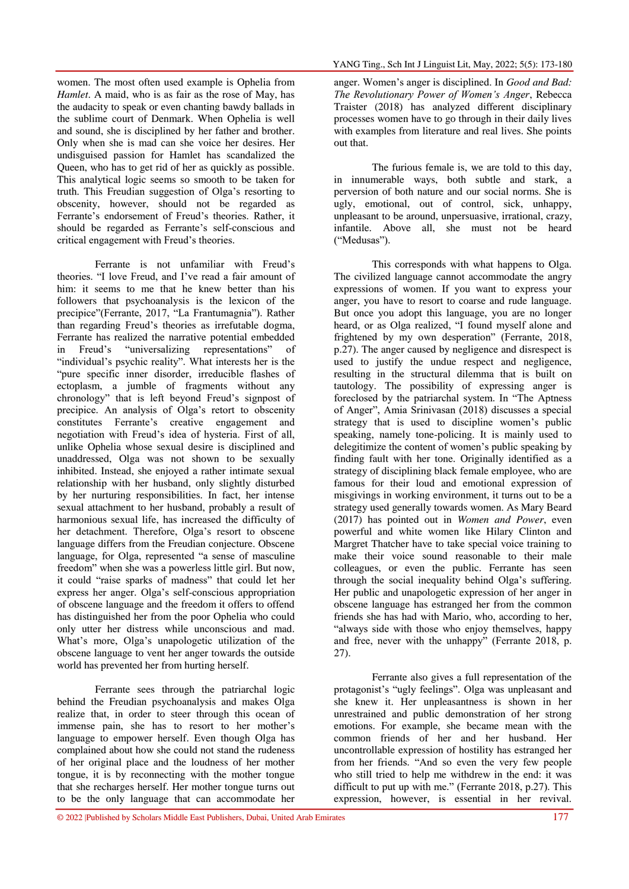women. The most often used example is Ophelia from *Hamlet*. A maid, who is as fair as the rose of May, has the audacity to speak or even chanting bawdy ballads in the sublime court of Denmark. When Ophelia is well and sound, she is disciplined by her father and brother. Only when she is mad can she voice her desires. Her undisguised passion for Hamlet has scandalized the Queen, who has to get rid of her as quickly as possible. This analytical logic seems so smooth to be taken for truth. This Freudian suggestion of Olga's resorting to obscenity, however, should not be regarded as Ferrante's endorsement of Freud's theories. Rather, it should be regarded as Ferrante's self-conscious and critical engagement with Freud's theories.

Ferrante is not unfamiliar with Freud's theories. "I love Freud, and I've read a fair amount of him: it seems to me that he knew better than his followers that psychoanalysis is the lexicon of the precipice"(Ferrante, 2017, "La Frantumagnia"). Rather than regarding Freud's theories as irrefutable dogma, Ferrante has realized the narrative potential embedded in Freud's "universalizing representations" of "individual's psychic reality". What interests her is the "pure specific inner disorder, irreducible flashes of ectoplasm, a jumble of fragments without any chronology" that is left beyond Freud's signpost of precipice. An analysis of Olga's retort to obscenity constitutes Ferrante's creative engagement and negotiation with Freud's idea of hysteria. First of all, unlike Ophelia whose sexual desire is disciplined and unaddressed, Olga was not shown to be sexually inhibited. Instead, she enjoyed a rather intimate sexual relationship with her husband, only slightly disturbed by her nurturing responsibilities. In fact, her intense sexual attachment to her husband, probably a result of harmonious sexual life, has increased the difficulty of her detachment. Therefore, Olga's resort to obscene language differs from the Freudian conjecture. Obscene language, for Olga, represented "a sense of masculine freedom" when she was a powerless little girl. But now, it could "raise sparks of madness" that could let her express her anger. Olga's self-conscious appropriation of obscene language and the freedom it offers to offend has distinguished her from the poor Ophelia who could only utter her distress while unconscious and mad. What's more, Olga's unapologetic utilization of the obscene language to vent her anger towards the outside world has prevented her from hurting herself.

Ferrante sees through the patriarchal logic behind the Freudian psychoanalysis and makes Olga realize that, in order to steer through this ocean of immense pain, she has to resort to her mother's language to empower herself. Even though Olga has complained about how she could not stand the rudeness of her original place and the loudness of her mother tongue, it is by reconnecting with the mother tongue that she recharges herself. Her mother tongue turns out to be the only language that can accommodate her anger. Women's anger is disciplined. In *Good and Bad: The Revolutionary Power of Women's Anger*, Rebecca Traister (2018) has analyzed different disciplinary processes women have to go through in their daily lives with examples from literature and real lives. She points out that.

> The furious female is, we are told to this day, in innumerable ways, both subtle and stark, a perversion of both nature and our social norms. She is ugly, emotional, out of control, sick, unhappy, unpleasant to be around, unpersuasive, irrational, crazy, infantile. Above all, she must not be heard ("Medusas").

This corresponds with what happens to Olga. The civilized language cannot accommodate the angry expressions of women. If you want to express your anger, you have to resort to coarse and rude language. But once you adopt this language, you are no longer heard, or as Olga realized, "I found myself alone and frightened by my own desperation" (Ferrante, 2018, p.27). The anger caused by negligence and disrespect is used to justify the undue respect and negligence, resulting in the structural dilemma that is built on tautology. The possibility of expressing anger is foreclosed by the patriarchal system. In "The Aptness of Anger", Amia Srinivasan (2018) discusses a special strategy that is used to discipline women's public speaking, namely tone-policing. It is mainly used to delegitimize the content of women's public speaking by finding fault with her tone. Originally identified as a strategy of disciplining black female employee, who are famous for their loud and emotional expression of misgivings in working environment, it turns out to be a strategy used generally towards women. As Mary Beard (2017) has pointed out in *Women and Power*, even powerful and white women like Hilary Clinton and Margret Thatcher have to take special voice training to make their voice sound reasonable to their male colleagues, or even the public. Ferrante has seen through the social inequality behind Olga's suffering. Her public and unapologetic expression of her anger in obscene language has estranged her from the common friends she has had with Mario, who, according to her, "always side with those who enjoy themselves, happy and free, never with the unhappy" (Ferrante 2018, p. 27).

Ferrante also gives a full representation of the protagonist's "ugly feelings". Olga was unpleasant and she knew it. Her unpleasantness is shown in her unrestrained and public demonstration of her strong emotions. For example, she became mean with the common friends of her and her husband. Her uncontrollable expression of hostility has estranged her from her friends. "And so even the very few people who still tried to help me withdrew in the end: it was difficult to put up with me." (Ferrante 2018, p.27). This expression, however, is essential in her revival.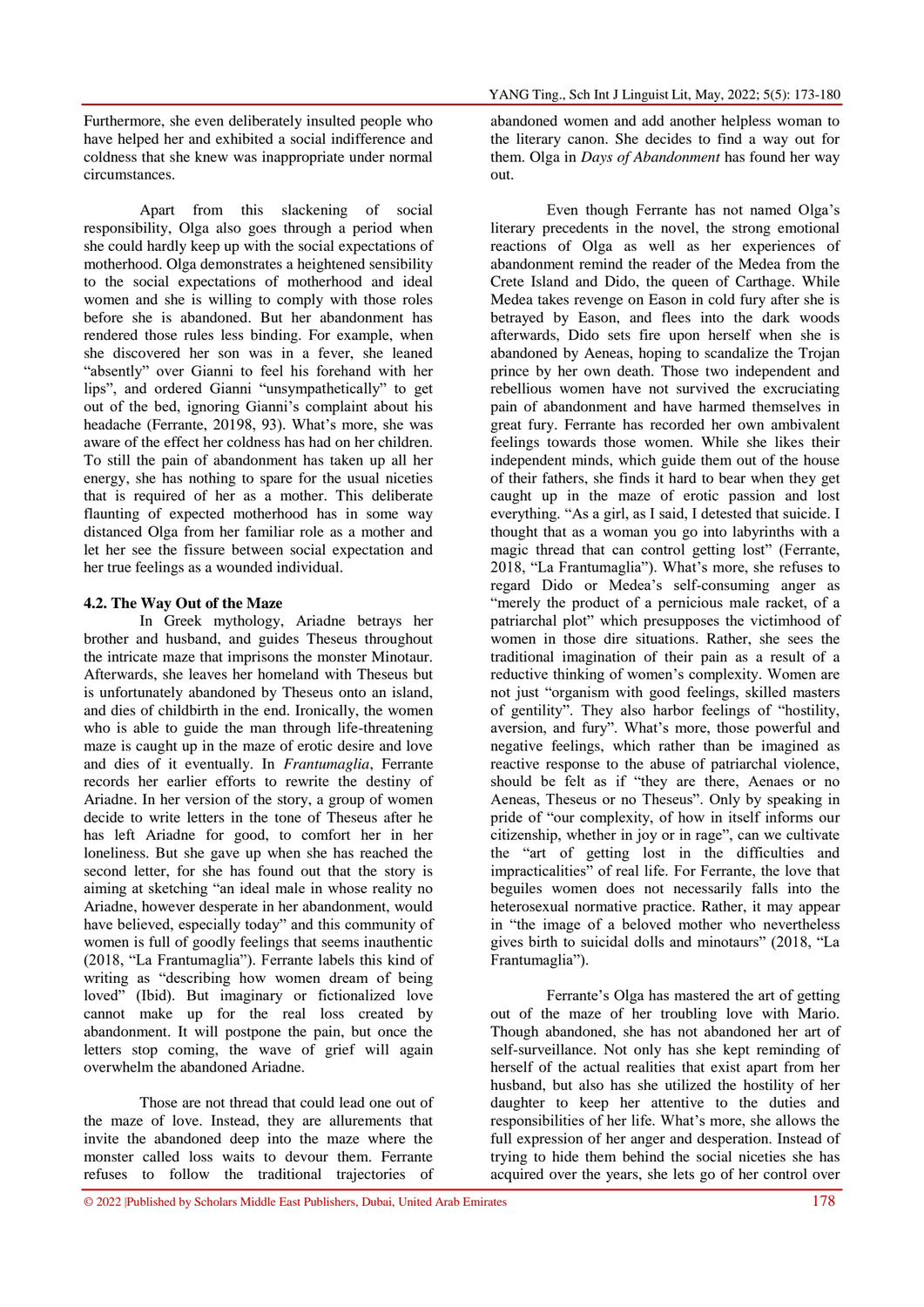Furthermore, she even deliberately insulted people who have helped her and exhibited a social indifference and coldness that she knew was inappropriate under normal circumstances.

Apart from this slackening of social responsibility, Olga also goes through a period when she could hardly keep up with the social expectations of motherhood. Olga demonstrates a heightened sensibility to the social expectations of motherhood and ideal women and she is willing to comply with those roles before she is abandoned. But her abandonment has rendered those rules less binding. For example, when she discovered her son was in a fever, she leaned "absently" over Gianni to feel his forehand with her lips", and ordered Gianni "unsympathetically" to get out of the bed, ignoring Gianni's complaint about his headache (Ferrante, 20198, 93). What's more, she was aware of the effect her coldness has had on her children. To still the pain of abandonment has taken up all her energy, she has nothing to spare for the usual niceties that is required of her as a mother. This deliberate flaunting of expected motherhood has in some way distanced Olga from her familiar role as a mother and let her see the fissure between social expectation and her true feelings as a wounded individual.

### 4.2. The Way Out of the Maze

In Greek mythology, Ariadne betrays her brother and husband, and guides Theseus throughout the intricate maze that imprisons the monster Minotaur. Afterwards, she leaves her homeland with Theseus but is unfortunately abandoned by Theseus onto an island, and dies of childbirth in the end. Ironically, the women who is able to guide the man through life-threatening maze is caught up in the maze of erotic desire and love and dies of it eventually. In *Frantumaglia*, Ferrante records her earlier efforts to rewrite the destiny of Ariadne. In her version of the story, a group of women decide to write letters in the tone of Theseus after he has left Ariadne for good, to comfort her in her loneliness. But she gave up when she has reached the second letter, for she has found out that the story is aiming at sketching "an ideal male in whose reality no Ariadne, however desperate in her abandonment, would have believed, especially today" and this community of women is full of goodly feelings that seems inauthentic (2018, "La Frantumaglia"). Ferrante labels this kind of writing as "describing how women dream of being loved" (Ibid). But imaginary or fictionalized love cannot make up for the real loss created by abandonment. It will postpone the pain, but once the letters stop coming, the wave of grief will again overwhelm the abandoned Ariadne.

Those are not thread that could lead one out of the maze of love. Instead, they are allurements that invite the abandoned deep into the maze where the monster called loss waits to devour them. Ferrante refuses to follow the traditional trajectories of abandoned women and add another helpless woman to the literary canon. She decides to find a way out for them. Olga in *Days of Abandonment* has found her way out.

Even though Ferrante has not named Olga's literary precedents in the novel, the strong emotional reactions of Olga as well as her experiences of abandonment remind the reader of the Medea from the Crete Island and Dido, the queen of Carthage. While Medea takes revenge on Eason in cold fury after she is betrayed by Eason, and flees into the dark woods afterwards, Dido sets fire upon herself when she is abandoned by Aeneas, hoping to scandalize the Trojan prince by her own death. Those two independent and rebellious women have not survived the excruciating pain of abandonment and have harmed themselves in great fury. Ferrante has recorded her own ambivalent feelings towards those women. While she likes their independent minds, which guide them out of the house of their fathers, she finds it hard to bear when they get caught up in the maze of erotic passion and lost everything. "As a girl, as I said, I detested that suicide. I thought that as a woman you go into labyrinths with a magic thread that can control getting lost" (Ferrante, 2018, "La Frantumaglia"). What's more, she refuses to regard Dido or Medea's self-consuming anger as "merely the product of a pernicious male racket, of a patriarchal plot" which presupposes the victimhood of women in those dire situations. Rather, she sees the traditional imagination of their pain as a result of a reductive thinking of women's complexity. Women are not just "organism with good feelings, skilled masters of gentility". They also harbor feelings of "hostility, aversion, and fury". What's more, those powerful and negative feelings, which rather than be imagined as reactive response to the abuse of patriarchal violence, should be felt as if "they are there, Aenaes or no Aeneas, Theseus or no Theseus". Only by speaking in pride of "our complexity, of how in itself informs our citizenship, whether in joy or in rage", can we cultivate the "art of getting lost in the difficulties and impracticalities" of real life. For Ferrante, the love that beguiles women does not necessarily falls into the heterosexual normative practice. Rather, it may appear in "the image of a beloved mother who nevertheless gives birth to suicidal dolls and minotaurs" (2018, "La Frantumaglia").

Ferrante's Olga has mastered the art of getting out of the maze of her troubling love with Mario. Though abandoned, she has not abandoned her art of self-surveillance. Not only has she kept reminding of herself of the actual realities that exist apart from her husband, but also has she utilized the hostility of her daughter to keep her attentive to the duties and responsibilities of her life. What's more, she allows the full expression of her anger and desperation. Instead of trying to hide them behind the social niceties she has acquired over the years, she lets go of her control over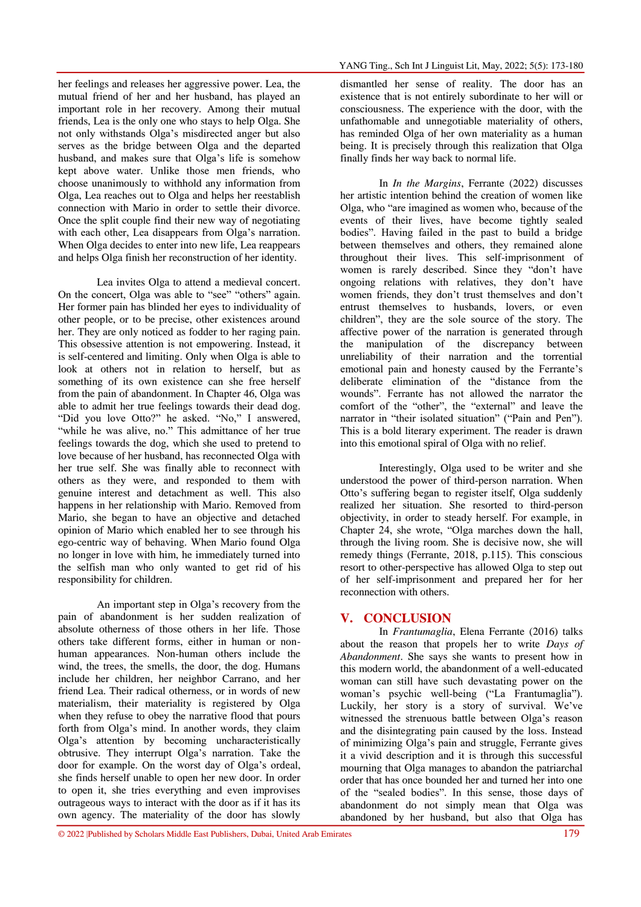her feelings and releases her aggressive power. Lea, the mutual friend of her and her husband, has played an important role in her recovery. Among their mutual friends, Lea is the only one who stays to help Olga. She not only withstands Olga's misdirected anger but also serves as the bridge between Olga and the departed husband, and makes sure that Olga's life is somehow kept above water. Unlike those men friends, who choose unanimously to withhold any information from Olga, Lea reaches out to Olga and helps her reestablish connection with Mario in order to settle their divorce. Once the split couple find their new way of negotiating with each other, Lea disappears from Olga's narration. When Olga decides to enter into new life, Lea reappears and helps Olga finish her reconstruction of her identity.

Lea invites Olga to attend a medieval concert. On the concert, Olga was able to "see" "others" again. Her former pain has blinded her eyes to individuality of other people, or to be precise, other existences around her. They are only noticed as fodder to her raging pain. This obsessive attention is not empowering. Instead, it is self-centered and limiting. Only when Olga is able to look at others not in relation to herself, but as something of its own existence can she free herself from the pain of abandonment. In Chapter 46, Olga was able to admit her true feelings towards their dead dog. "Did you love Otto?" he asked. "No," I answered, "while he was alive, no." This admittance of her true feelings towards the dog, which she used to pretend to love because of her husband, has reconnected Olga with her true self. She was finally able to reconnect with others as they were, and responded to them with genuine interest and detachment as well. This also happens in her relationship with Mario. Removed from Mario, she began to have an objective and detached opinion of Mario which enabled her to see through his ego-centric way of behaving. When Mario found Olga no longer in love with him, he immediately turned into the selfish man who only wanted to get rid of his responsibility for children.

An important step in Olga's recovery from the pain of abandonment is her sudden realization of absolute otherness of those others in her life. Those others take different forms, either in human or non-human appearances. Non-human others include the wind, the trees, the smells, the door, the dog. Humans include her children, her neighbor Carrano, and her friend Lea. Their radical otherness, or in words of new materialism, their materiality is registered by Olga when they refuse to obey the narrative flood that pours forth from Olga's mind. In another words, they claim Olga's attention by becoming uncharacteristically obtrusive. They interrupt Olga's narration. Take the door for example. On the worst day of Olga's ordeal, she finds herself unable to open her new door. In order to open it, she tries everything and even improvises outrageous ways to interact with the door as if it has its own agency. The materiality of the door has slowly dismantled her sense of reality. The door has an existence that is not entirely subordinate to her will or consciousness. The experience with the door, with the unfathomable and unnegotiable materiality of others, has reminded Olga of her own materiality as a human being. It is precisely through this realization that Olga finally finds her way back to normal life.

In *In the Margins*, Ferrante (2022) discusses her artistic intention behind the creation of women like Olga, who "are imagined as women who, because of the events of their lives, have become tightly sealed bodies". Having failed in the past to build a bridge between themselves and others, they remained alone throughout their lives. This self-imprisonment of women is rarely described. Since they "don't have ongoing relations with relatives, they don't have women friends, they don't trust themselves and don't entrust themselves to husbands, lovers, or even children", they are the sole source of the story. The affective power of the narration is generated through the manipulation of the discrepancy between unreliability of their narration and the torrential emotional pain and honesty caused by the Ferrante's deliberate elimination of the "distance from the wounds". Ferrante has not allowed the narrator the comfort of the "other", the "external" and leave the narrator in "their isolated situation" ("Pain and Pen"). This is a bold literary experiment. The reader is drawn into this emotional spiral of Olga with no relief.

Interestingly, Olga used to be writer and she understood the power of third-person narration. When Otto's suffering began to register itself, Olga suddenly realized her situation. She resorted to third-person objectivity, in order to steady herself. For example, in Chapter 24, she wrote, "Olga marches down the hall, through the living room. She is decisive now, she will remedy things (Ferrante, 2018, p.115). This conscious resort to other-perspective has allowed Olga to step out of her self-imprisonment and prepared her for her reconnection with others.

## V. CONCLUSION

In *Frantumaglia*, Elena Ferrante (2016) talks about the reason that propels her to write *Days of Abandonment*. She says she wants to present how in this modern world, the abandonment of a well-educated woman can still have such devastating power on the woman's psychic well-being ("La Frantumaglia"). Luckily, her story is a story of survival. We've witnessed the strenuous battle between Olga's reason and the disintegrating pain caused by the loss. Instead of minimizing Olga's pain and struggle, Ferrante gives it a vivid description and it is through this successful mourning that Olga manages to abandon the patriarchal order that has once bounded her and turned her into one of the "sealed bodies". In this sense, those days of abandonment do not simply mean that Olga was abandoned by her husband, but also that Olga has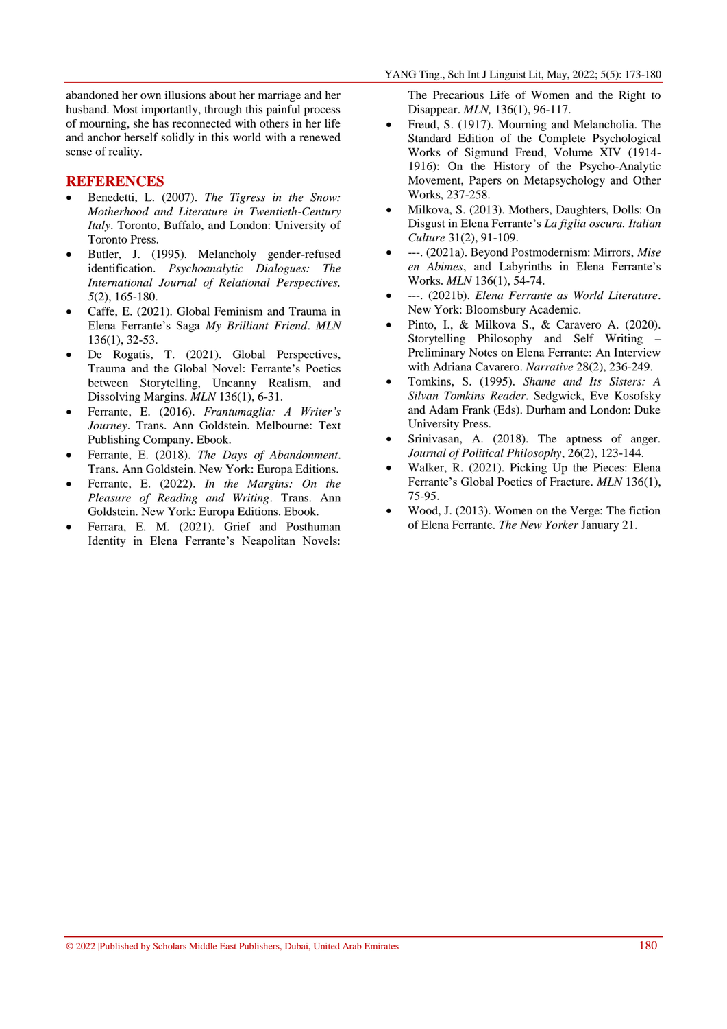abandoned her own illusions about her marriage and her husband. Most importantly, through this painful process of mourning, she has reconnected with others in her life and anchor herself solidly in this world with a renewed sense of reality.

## REFERENCES

- Benedetti, L. (2007). *The Tigress in the Snow: Motherhood and Literature in Twentieth-Century Italy*. Toronto, Buffalo, and London: University of Toronto Press.
- Butler, J. (1995). Melancholy gender-refused identification. *Psychoanalytic Dialogues: The International Journal of Relational Perspectives, 5*(2), 165-180.
- Caffe, E. (2021). Global Feminism and Trauma in Elena Ferrante's Saga *My Brilliant Friend*. *MLN* 136(1), 32-53.
- De Rogatis, T. (2021). Global Perspectives, Trauma and the Global Novel: Ferrante's Poetics between Storytelling, Uncanny Realism, and Dissolving Margins. *MLN* 136(1), 6-31.
- Ferrante, E. (2016). *Frantumaglia: A Writer's Journey*. Trans. Ann Goldstein. Melbourne: Text Publishing Company. Ebook.
- Ferrante, E. (2018). *The Days of Abandonment*. Trans. Ann Goldstein. New York: Europa Editions.
- Ferrante, E. (2022). *In the Margins: On the Pleasure of Reading and Writing*. Trans. Ann Goldstein. New York: Europa Editions. Ebook.
- Ferrara, E. M. (2021). Grief and Posthuman Identity in Elena Ferrante's Neapolitan Novels: The Precarious Life of Women and the Right to Disappear. *MLN,* 136(1), 96-117.
- Freud, S. (1917). Mourning and Melancholia. The Standard Edition of the Complete Psychological Works of Sigmund Freud, Volume XIV (1914-1916): On the History of the Psycho-Analytic Movement, Papers on Metapsychology and Other Works, 237-258.
- Milkova, S. (2013). Mothers, Daughters, Dolls: On Disgust in Elena Ferrante's *La figlia oscura. Italian Culture* 31(2), 91-109.
- ---. (2021a). Beyond Postmodernism: Mirrors, *Mise en Abimes*, and Labyrinths in Elena Ferrante's Works. *MLN* 136(1), 54-74.
- ---. (2021b). *Elena Ferrante as World Literature*. New York: Bloomsbury Academic.
- Pinto, I., & Milkova S., & Caravero A. (2020). Storytelling Philosophy and Self Writing – Preliminary Notes on Elena Ferrante: An Interview with Adriana Cavarero. *Narrative* 28(2), 236-249.
- Tomkins, S. (1995). *Shame and Its Sisters: A Silvan Tomkins Reader*. Sedgwick, Eve Kosofsky and Adam Frank (Eds). Durham and London: Duke University Press.
- Srinivasan, A. (2018). The aptness of anger. *Journal of Political Philosophy*, 26(2), 123-144.
- Walker, R. (2021). Picking Up the Pieces: Elena Ferrante's Global Poetics of Fracture. *MLN* 136(1), 75-95.
- Wood, J. (2013). Women on the Verge: The fiction of Elena Ferrante. *The New Yorker* January 21.